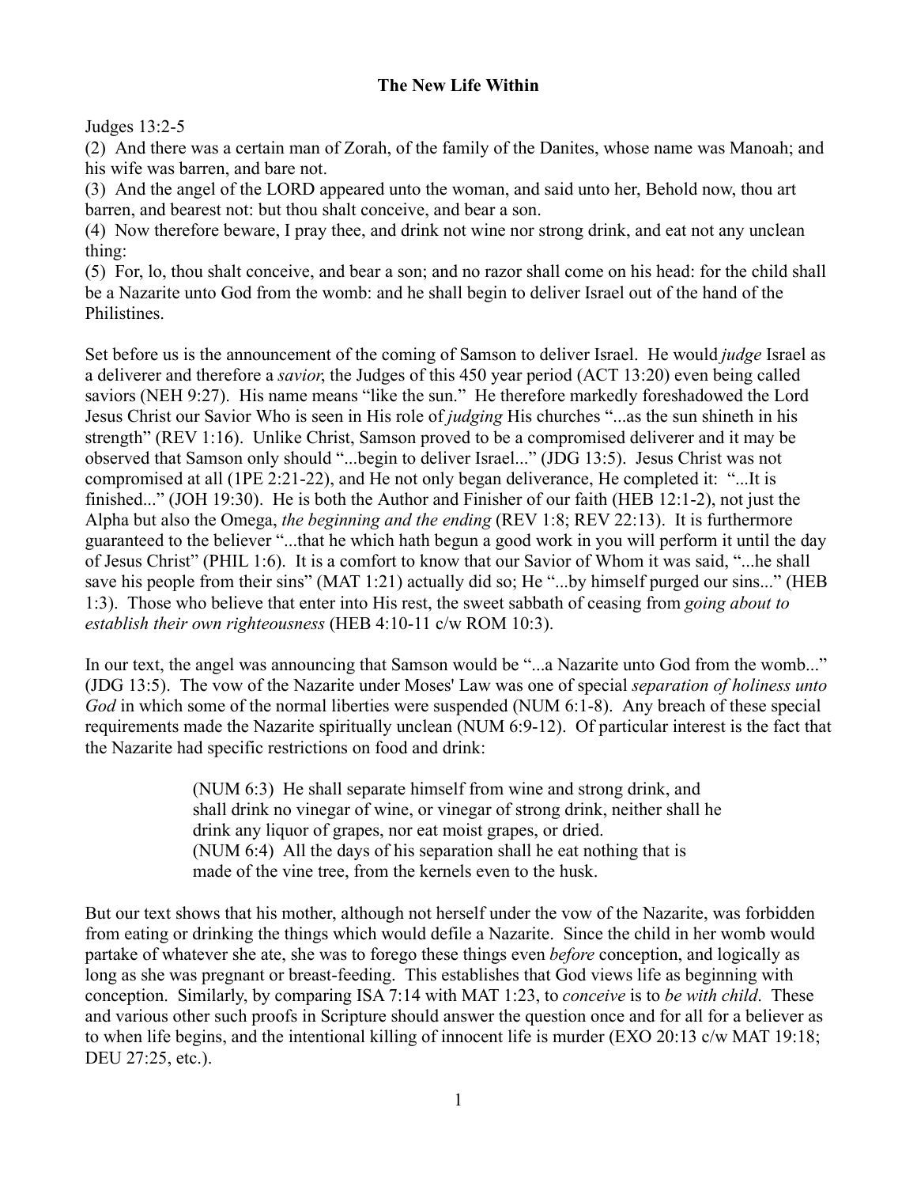**The New Life Within**

Judges 13:2-5

(2) And there was a certain man of Zorah, of the family of the Danites, whose name was Manoah; and his wife was barren, and bare not.

(3) And the angel of the LORD appeared unto the woman, and said unto her, Behold now, thou art barren, and bearest not: but thou shalt conceive, and bear a son.

(4) Now therefore beware, I pray thee, and drink not wine nor strong drink, and eat not any unclean thing:

(5) For, lo, thou shalt conceive, and bear a son; and no razor shall come on his head: for the child shall be a Nazarite unto God from the womb: and he shall begin to deliver Israel out of the hand of the Philistines.

Set before us is the announcement of the coming of Samson to deliver Israel. He would *judge* Israel as a deliverer and therefore a *savior*, the Judges of this 450 year period (ACT 13:20) even being called saviors (NEH 9:27). His name means "like the sun." He therefore markedly foreshadowed the Lord Jesus Christ our Savior Who is seen in His role of *judging* His churches "...as the sun shineth in his strength" (REV 1:16). Unlike Christ, Samson proved to be a compromised deliverer and it may be observed that Samson only should "...begin to deliver Israel..." (JDG 13:5). Jesus Christ was not compromised at all (1PE 2:21-22), and He not only began deliverance, He completed it: "...It is finished..." (JOH 19:30). He is both the Author and Finisher of our faith (HEB 12:1-2), not just the Alpha but also the Omega, *the beginning and the ending* (REV 1:8; REV 22:13). It is furthermore guaranteed to the believer "...that he which hath begun a good work in you will perform it until the day of Jesus Christ" (PHIL 1:6). It is a comfort to know that our Savior of Whom it was said, "...he shall save his people from their sins" (MAT 1:21) actually did so; He "...by himself purged our sins..." (HEB 1:3). Those who believe that enter into His rest, the sweet sabbath of ceasing from *going about to establish their own righteousness* (HEB 4:10-11 c/w ROM 10:3).

In our text, the angel was announcing that Samson would be "...a Nazarite unto God from the womb..." (JDG 13:5). The vow of the Nazarite under Moses' Law was one of special *separation of holiness unto God* in which some of the normal liberties were suspended (NUM 6:1-8). Any breach of these special requirements made the Nazarite spiritually unclean (NUM 6:9-12). Of particular interest is the fact that the Nazarite had specific restrictions on food and drink:

> (NUM 6:3) He shall separate himself from wine and strong drink, and shall drink no vinegar of wine, or vinegar of strong drink, neither shall he drink any liquor of grapes, nor eat moist grapes, or dried.
> (NUM 6:4) All the days of his separation shall he eat nothing that is made of the vine tree, from the kernels even to the husk.

But our text shows that his mother, although not herself under the vow of the Nazarite, was forbidden from eating or drinking the things which would defile a Nazarite. Since the child in her womb would partake of whatever she ate, she was to forego these things even *before* conception, and logically as long as she was pregnant or breast-feeding. This establishes that God views life as beginning with conception. Similarly, by comparing ISA 7:14 with MAT 1:23, to *conceive* is to *be with child*. These and various other such proofs in Scripture should answer the question once and for all for a believer as to when life begins, and the intentional killing of innocent life is murder (EXO 20:13 c/w MAT 19:18; DEU 27:25, etc.).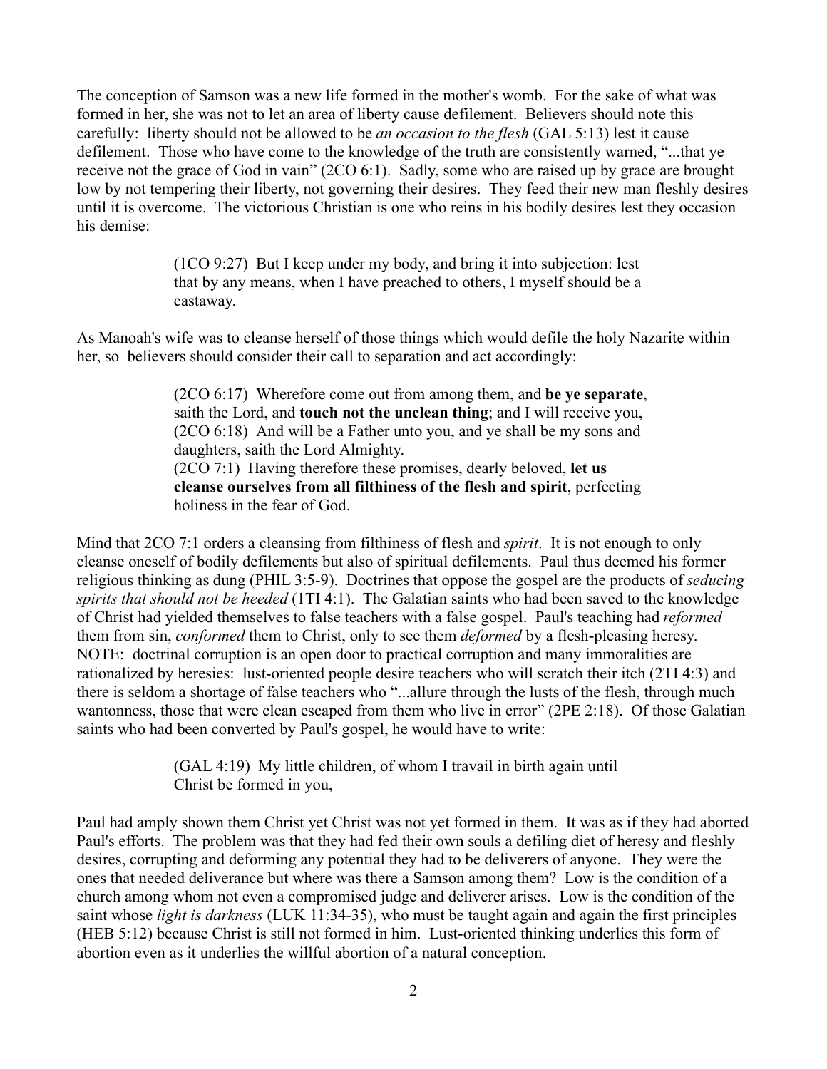The conception of Samson was a new life formed in the mother's womb. For the sake of what was formed in her, she was not to let an area of liberty cause defilement. Believers should note this carefully: liberty should not be allowed to be *an occasion to the flesh* (GAL 5:13) lest it cause defilement. Those who have come to the knowledge of the truth are consistently warned, "...that ye receive not the grace of God in vain" (2CO 6:1). Sadly, some who are raised up by grace are brought low by not tempering their liberty, not governing their desires. They feed their new man fleshly desires until it is overcome. The victorious Christian is one who reins in his bodily desires lest they occasion his demise:

> (1CO 9:27) But I keep under my body, and bring it into subjection: lest that by any means, when I have preached to others, I myself should be a castaway.

As Manoah's wife was to cleanse herself of those things which would defile the holy Nazarite within her, so believers should consider their call to separation and act accordingly:

> (2CO 6:17) Wherefore come out from among them, and **be ye separate**, saith the Lord, and **touch not the unclean thing**; and I will receive you,
> (2CO 6:18) And will be a Father unto you, and ye shall be my sons and daughters, saith the Lord Almighty.
> (2CO 7:1) Having therefore these promises, dearly beloved, **let us cleanse ourselves from all filthiness of the flesh and spirit**, perfecting holiness in the fear of God.

Mind that 2CO 7:1 orders a cleansing from filthiness of flesh and *spirit*. It is not enough to only cleanse oneself of bodily defilements but also of spiritual defilements. Paul thus deemed his former religious thinking as dung (PHIL 3:5-9). Doctrines that oppose the gospel are the products of *seducing spirits that should not be heeded* (1TI 4:1). The Galatian saints who had been saved to the knowledge of Christ had yielded themselves to false teachers with a false gospel. Paul's teaching had *reformed* them from sin, *conformed* them to Christ, only to see them *deformed* by a flesh-pleasing heresy. NOTE: doctrinal corruption is an open door to practical corruption and many immoralities are rationalized by heresies: lust-oriented people desire teachers who will scratch their itch (2TI 4:3) and there is seldom a shortage of false teachers who "...allure through the lusts of the flesh, through much wantonness, those that were clean escaped from them who live in error" (2PE 2:18). Of those Galatian saints who had been converted by Paul's gospel, he would have to write:

> (GAL 4:19) My little children, of whom I travail in birth again until Christ be formed in you,

Paul had amply shown them Christ yet Christ was not yet formed in them. It was as if they had aborted Paul's efforts. The problem was that they had fed their own souls a defiling diet of heresy and fleshly desires, corrupting and deforming any potential they had to be deliverers of anyone. They were the ones that needed deliverance but where was there a Samson among them? Low is the condition of a church among whom not even a compromised judge and deliverer arises. Low is the condition of the saint whose *light is darkness* (LUK 11:34-35), who must be taught again and again the first principles (HEB 5:12) because Christ is still not formed in him. Lust-oriented thinking underlies this form of abortion even as it underlies the willful abortion of a natural conception.